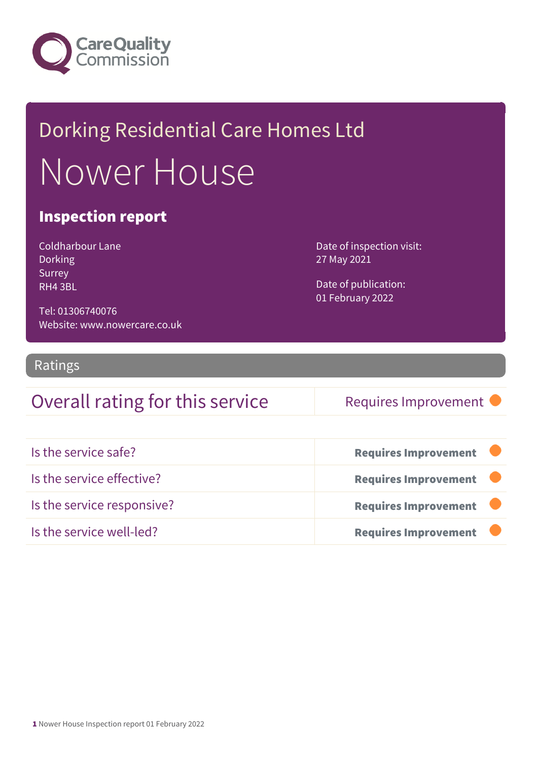Care Quality Commission

# Dorking Residential Care Homes Ltd

# Nower House

## Inspection report

Coldharbour Lane
Dorking
Surrey
RH4 3BL

Tel: 01306740076
Website: www.nowercare.co.uk

Date of inspection visit:
27 May 2021

Date of publication:
01 February 2022

## Ratings

| Overall rating for this service | Requires Improvement |
|---|---|

| | |
|---|---|
| Is the service safe? | **Requires Improvement** |
| Is the service effective? | **Requires Improvement** |
| Is the service responsive? | **Requires Improvement** |
| Is the service well-led? | **Requires Improvement** |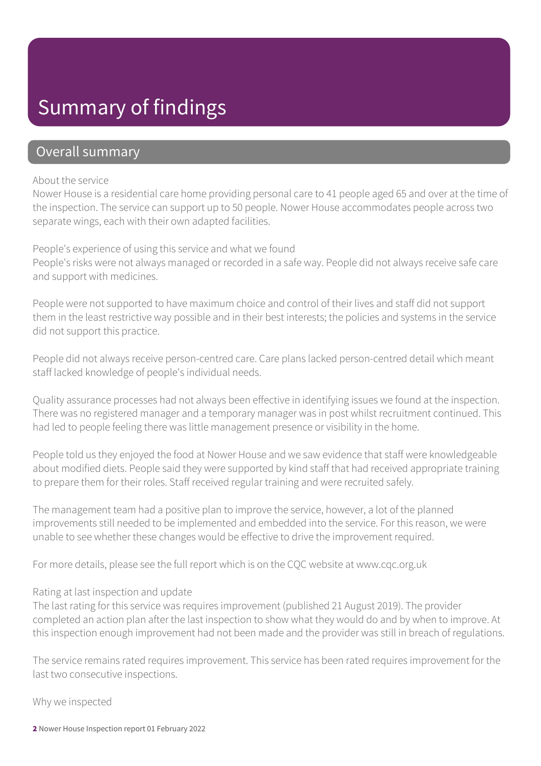# Summary of findings

## Overall summary

About the service

Nower House is a residential care home providing personal care to 41 people aged 65 and over at the time of the inspection. The service can support up to 50 people. Nower House accommodates people across two separate wings, each with their own adapted facilities.

People's experience of using this service and what we found

People's risks were not always managed or recorded in a safe way. People did not always receive safe care and support with medicines.

People were not supported to have maximum choice and control of their lives and staff did not support them in the least restrictive way possible and in their best interests; the policies and systems in the service did not support this practice.

People did not always receive person-centred care. Care plans lacked person-centred detail which meant staff lacked knowledge of people's individual needs.

Quality assurance processes had not always been effective in identifying issues we found at the inspection. There was no registered manager and a temporary manager was in post whilst recruitment continued. This had led to people feeling there was little management presence or visibility in the home.

People told us they enjoyed the food at Nower House and we saw evidence that staff were knowledgeable about modified diets. People said they were supported by kind staff that had received appropriate training to prepare them for their roles. Staff received regular training and were recruited safely.

The management team had a positive plan to improve the service, however, a lot of the planned improvements still needed to be implemented and embedded into the service. For this reason, we were unable to see whether these changes would be effective to drive the improvement required.

For more details, please see the full report which is on the CQC website at www.cqc.org.uk

Rating at last inspection and update

The last rating for this service was requires improvement (published 21 August 2019). The provider completed an action plan after the last inspection to show what they would do and by when to improve. At this inspection enough improvement had not been made and the provider was still in breach of regulations.

The service remains rated requires improvement. This service has been rated requires improvement for the last two consecutive inspections.

Why we inspected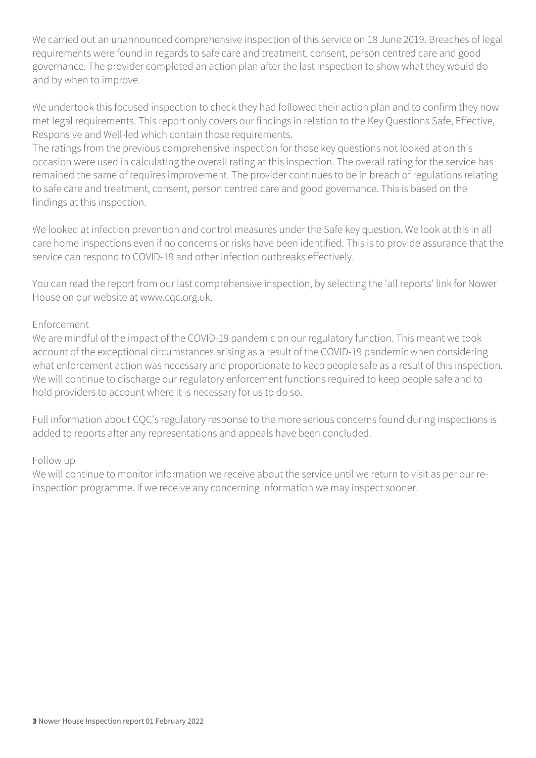We carried out an unannounced comprehensive inspection of this service on 18 June 2019. Breaches of legal requirements were found in regards to safe care and treatment, consent, person centred care and good governance. The provider completed an action plan after the last inspection to show what they would do and by when to improve.

We undertook this focused inspection to check they had followed their action plan and to confirm they now met legal requirements. This report only covers our findings in relation to the Key Questions Safe, Effective, Responsive and Well-led which contain those requirements.
The ratings from the previous comprehensive inspection for those key questions not looked at on this occasion were used in calculating the overall rating at this inspection. The overall rating for the service has remained the same of requires improvement. The provider continues to be in breach of regulations relating to safe care and treatment, consent, person centred care and good governance. This is based on the findings at this inspection.

We looked at infection prevention and control measures under the Safe key question. We look at this in all care home inspections even if no concerns or risks have been identified. This is to provide assurance that the service can respond to COVID-19 and other infection outbreaks effectively.

You can read the report from our last comprehensive inspection, by selecting the 'all reports' link for Nower House on our website at www.cqc.org.uk.

Enforcement
We are mindful of the impact of the COVID-19 pandemic on our regulatory function. This meant we took account of the exceptional circumstances arising as a result of the COVID-19 pandemic when considering what enforcement action was necessary and proportionate to keep people safe as a result of this inspection. We will continue to discharge our regulatory enforcement functions required to keep people safe and to hold providers to account where it is necessary for us to do so.

Full information about CQC's regulatory response to the more serious concerns found during inspections is added to reports after any representations and appeals have been concluded.

Follow up
We will continue to monitor information we receive about the service until we return to visit as per our re-inspection programme. If we receive any concerning information we may inspect sooner.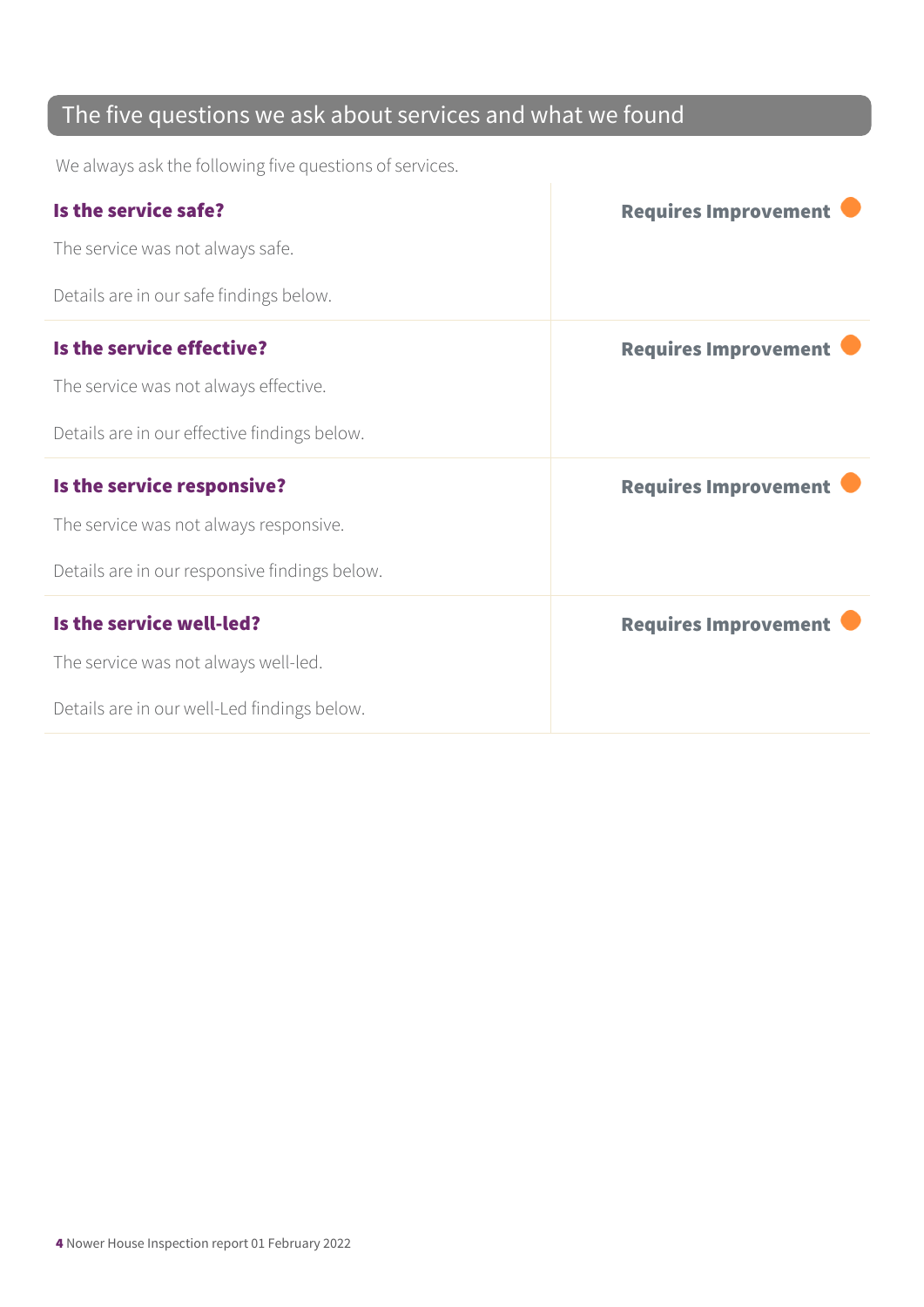## The five questions we ask about services and what we found

We always ask the following five questions of services.

| | |
|---|---|
| **Is the service safe?**<br><br>The service was not always safe.<br><br>Details are in our safe findings below. | **Requires Improvement** |
| **Is the service effective?**<br><br>The service was not always effective.<br><br>Details are in our effective findings below. | **Requires Improvement** |
| **Is the service responsive?**<br><br>The service was not always responsive.<br><br>Details are in our responsive findings below. | **Requires Improvement** |
| **Is the service well-led?**<br><br>The service was not always well-led.<br><br>Details are in our well-Led findings below. | **Requires Improvement** |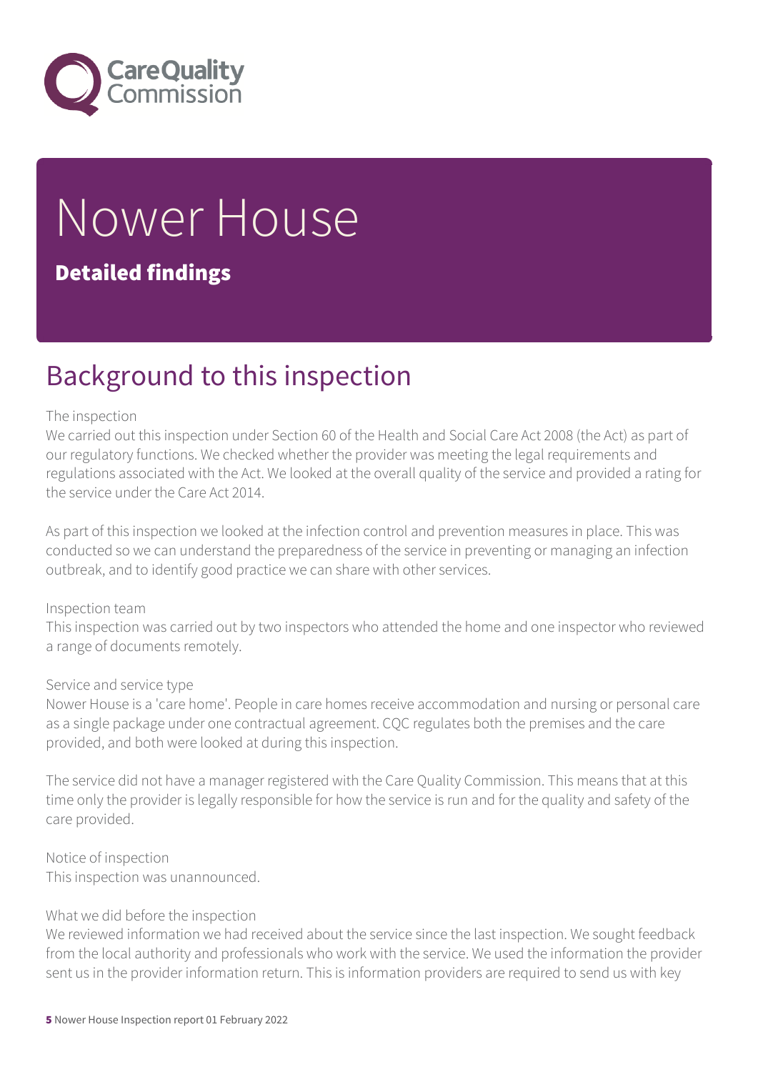# Nower House

**Detailed findings**

## Background to this inspection

The inspection
We carried out this inspection under Section 60 of the Health and Social Care Act 2008 (the Act) as part of our regulatory functions. We checked whether the provider was meeting the legal requirements and regulations associated with the Act. We looked at the overall quality of the service and provided a rating for the service under the Care Act 2014.

As part of this inspection we looked at the infection control and prevention measures in place. This was conducted so we can understand the preparedness of the service in preventing or managing an infection outbreak, and to identify good practice we can share with other services.

Inspection team
This inspection was carried out by two inspectors who attended the home and one inspector who reviewed a range of documents remotely.

Service and service type
Nower House is a 'care home'. People in care homes receive accommodation and nursing or personal care as a single package under one contractual agreement. CQC regulates both the premises and the care provided, and both were looked at during this inspection.

The service did not have a manager registered with the Care Quality Commission. This means that at this time only the provider is legally responsible for how the service is run and for the quality and safety of the care provided.

Notice of inspection
This inspection was unannounced.

What we did before the inspection
We reviewed information we had received about the service since the last inspection. We sought feedback from the local authority and professionals who work with the service. We used the information the provider sent us in the provider information return. This is information providers are required to send us with key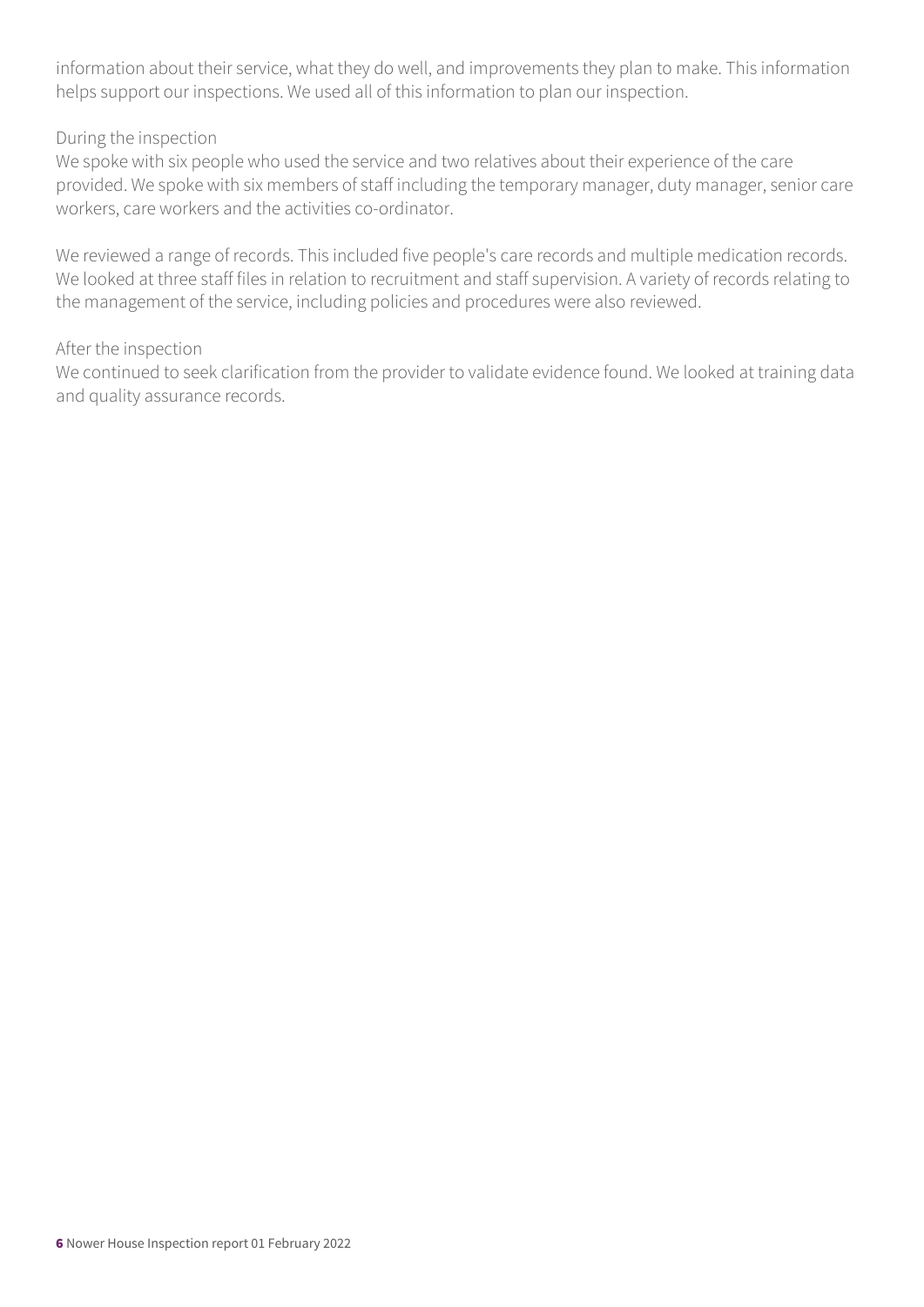information about their service, what they do well, and improvements they plan to make. This information helps support our inspections. We used all of this information to plan our inspection.

During the inspection

We spoke with six people who used the service and two relatives about their experience of the care provided. We spoke with six members of staff including the temporary manager, duty manager, senior care workers, care workers and the activities co-ordinator.

We reviewed a range of records. This included five people's care records and multiple medication records. We looked at three staff files in relation to recruitment and staff supervision. A variety of records relating to the management of the service, including policies and procedures were also reviewed.

After the inspection

We continued to seek clarification from the provider to validate evidence found. We looked at training data and quality assurance records.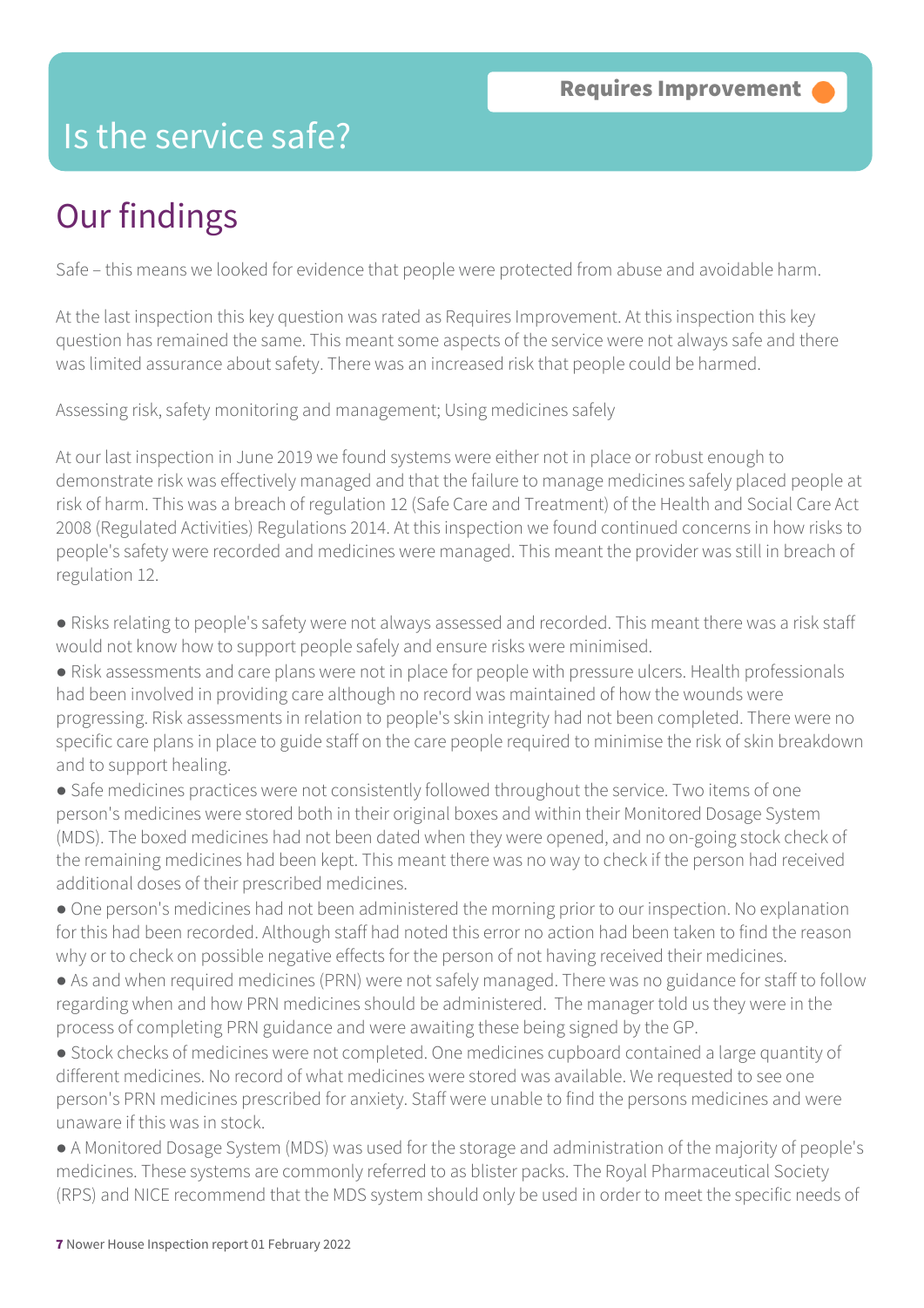# Is the service safe?

**Requires Improvement**

## Our findings

Safe – this means we looked for evidence that people were protected from abuse and avoidable harm.

At the last inspection this key question was rated as Requires Improvement. At this inspection this key question has remained the same. This meant some aspects of the service were not always safe and there was limited assurance about safety. There was an increased risk that people could be harmed.

Assessing risk, safety monitoring and management; Using medicines safely

At our last inspection in June 2019 we found systems were either not in place or robust enough to demonstrate risk was effectively managed and that the failure to manage medicines safely placed people at risk of harm. This was a breach of regulation 12 (Safe Care and Treatment) of the Health and Social Care Act 2008 (Regulated Activities) Regulations 2014. At this inspection we found continued concerns in how risks to people's safety were recorded and medicines were managed. This meant the provider was still in breach of regulation 12.

- Risks relating to people's safety were not always assessed and recorded. This meant there was a risk staff would not know how to support people safely and ensure risks were minimised.
- Risk assessments and care plans were not in place for people with pressure ulcers. Health professionals had been involved in providing care although no record was maintained of how the wounds were progressing. Risk assessments in relation to people's skin integrity had not been completed. There were no specific care plans in place to guide staff on the care people required to minimise the risk of skin breakdown and to support healing.
- Safe medicines practices were not consistently followed throughout the service. Two items of one person's medicines were stored both in their original boxes and within their Monitored Dosage System (MDS). The boxed medicines had not been dated when they were opened, and no on-going stock check of the remaining medicines had been kept. This meant there was no way to check if the person had received additional doses of their prescribed medicines.
- One person's medicines had not been administered the morning prior to our inspection. No explanation for this had been recorded. Although staff had noted this error no action had been taken to find the reason why or to check on possible negative effects for the person of not having received their medicines.
- As and when required medicines (PRN) were not safely managed. There was no guidance for staff to follow regarding when and how PRN medicines should be administered. The manager told us they were in the process of completing PRN guidance and were awaiting these being signed by the GP.
- Stock checks of medicines were not completed. One medicines cupboard contained a large quantity of different medicines. No record of what medicines were stored was available. We requested to see one person's PRN medicines prescribed for anxiety. Staff were unable to find the persons medicines and were unaware if this was in stock.
- A Monitored Dosage System (MDS) was used for the storage and administration of the majority of people's medicines. These systems are commonly referred to as blister packs. The Royal Pharmaceutical Society (RPS) and NICE recommend that the MDS system should only be used in order to meet the specific needs of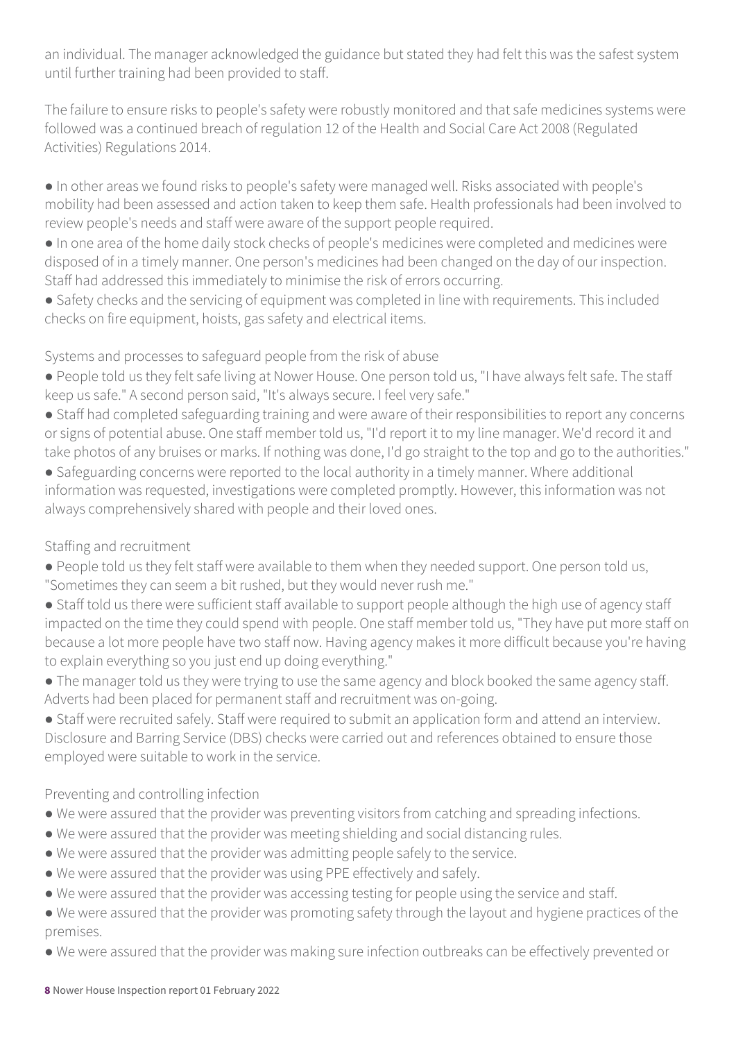an individual. The manager acknowledged the guidance but stated they had felt this was the safest system until further training had been provided to staff.

The failure to ensure risks to people's safety were robustly monitored and that safe medicines systems were followed was a continued breach of regulation 12 of the Health and Social Care Act 2008 (Regulated Activities) Regulations 2014.

- In other areas we found risks to people's safety were managed well. Risks associated with people's mobility had been assessed and action taken to keep them safe. Health professionals had been involved to review people's needs and staff were aware of the support people required.
- In one area of the home daily stock checks of people's medicines were completed and medicines were disposed of in a timely manner. One person's medicines had been changed on the day of our inspection. Staff had addressed this immediately to minimise the risk of errors occurring.
- Safety checks and the servicing of equipment was completed in line with requirements. This included checks on fire equipment, hoists, gas safety and electrical items.

Systems and processes to safeguard people from the risk of abuse

- People told us they felt safe living at Nower House. One person told us, "I have always felt safe. The staff keep us safe." A second person said, "It's always secure. I feel very safe."
- Staff had completed safeguarding training and were aware of their responsibilities to report any concerns or signs of potential abuse. One staff member told us, "I'd report it to my line manager. We'd record it and take photos of any bruises or marks. If nothing was done, I'd go straight to the top and go to the authorities."
- Safeguarding concerns were reported to the local authority in a timely manner. Where additional information was requested, investigations were completed promptly. However, this information was not always comprehensively shared with people and their loved ones.

Staffing and recruitment

- People told us they felt staff were available to them when they needed support. One person told us, "Sometimes they can seem a bit rushed, but they would never rush me."
- Staff told us there were sufficient staff available to support people although the high use of agency staff impacted on the time they could spend with people. One staff member told us, "They have put more staff on because a lot more people have two staff now. Having agency makes it more difficult because you're having to explain everything so you just end up doing everything."
- The manager told us they were trying to use the same agency and block booked the same agency staff. Adverts had been placed for permanent staff and recruitment was on-going.
- Staff were recruited safely. Staff were required to submit an application form and attend an interview. Disclosure and Barring Service (DBS) checks were carried out and references obtained to ensure those employed were suitable to work in the service.

Preventing and controlling infection

- We were assured that the provider was preventing visitors from catching and spreading infections.
- We were assured that the provider was meeting shielding and social distancing rules.
- We were assured that the provider was admitting people safely to the service.
- We were assured that the provider was using PPE effectively and safely.
- We were assured that the provider was accessing testing for people using the service and staff.
- We were assured that the provider was promoting safety through the layout and hygiene practices of the premises.
- We were assured that the provider was making sure infection outbreaks can be effectively prevented or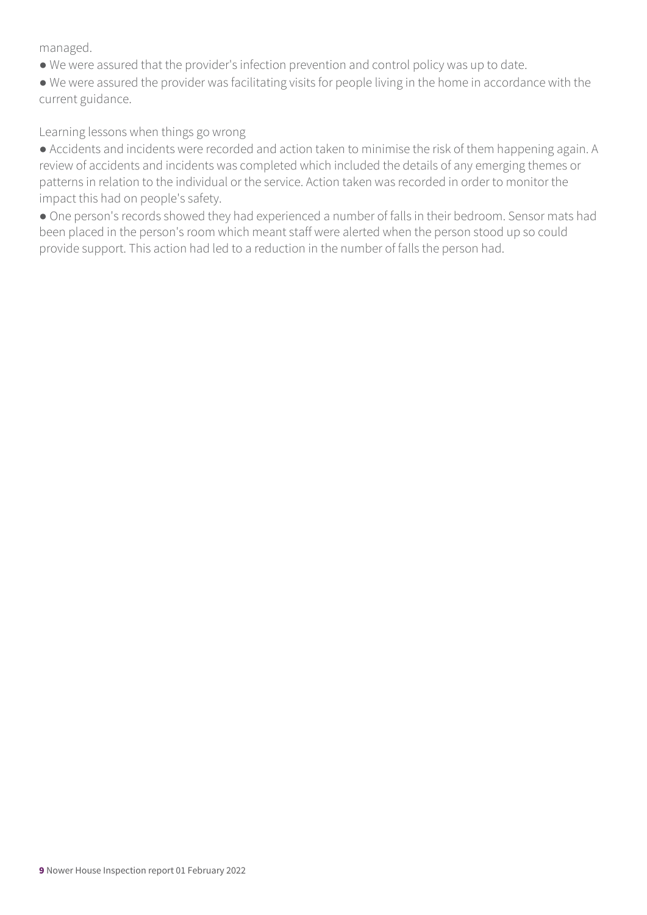managed.

- We were assured that the provider's infection prevention and control policy was up to date.
- We were assured the provider was facilitating visits for people living in the home in accordance with the current guidance.

Learning lessons when things go wrong

- Accidents and incidents were recorded and action taken to minimise the risk of them happening again. A review of accidents and incidents was completed which included the details of any emerging themes or patterns in relation to the individual or the service. Action taken was recorded in order to monitor the impact this had on people's safety.
- One person's records showed they had experienced a number of falls in their bedroom. Sensor mats had been placed in the person's room which meant staff were alerted when the person stood up so could provide support. This action had led to a reduction in the number of falls the person had.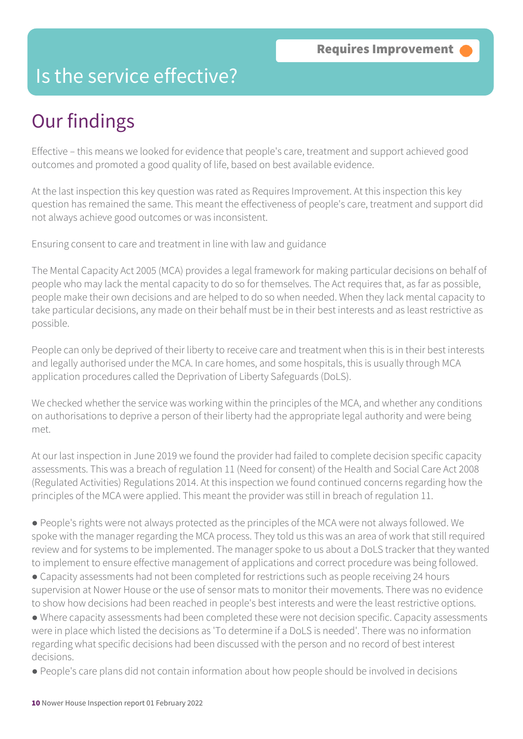Requires Improvement

# Is the service effective?

## Our findings

Effective – this means we looked for evidence that people's care, treatment and support achieved good outcomes and promoted a good quality of life, based on best available evidence.

At the last inspection this key question was rated as Requires Improvement. At this inspection this key question has remained the same. This meant the effectiveness of people's care, treatment and support did not always achieve good outcomes or was inconsistent.

Ensuring consent to care and treatment in line with law and guidance

The Mental Capacity Act 2005 (MCA) provides a legal framework for making particular decisions on behalf of people who may lack the mental capacity to do so for themselves. The Act requires that, as far as possible, people make their own decisions and are helped to do so when needed. When they lack mental capacity to take particular decisions, any made on their behalf must be in their best interests and as least restrictive as possible.

People can only be deprived of their liberty to receive care and treatment when this is in their best interests and legally authorised under the MCA. In care homes, and some hospitals, this is usually through MCA application procedures called the Deprivation of Liberty Safeguards (DoLS).

We checked whether the service was working within the principles of the MCA, and whether any conditions on authorisations to deprive a person of their liberty had the appropriate legal authority and were being met.

At our last inspection in June 2019 we found the provider had failed to complete decision specific capacity assessments. This was a breach of regulation 11 (Need for consent) of the Health and Social Care Act 2008 (Regulated Activities) Regulations 2014. At this inspection we found continued concerns regarding how the principles of the MCA were applied. This meant the provider was still in breach of regulation 11.

- People's rights were not always protected as the principles of the MCA were not always followed. We spoke with the manager regarding the MCA process. They told us this was an area of work that still required review and for systems to be implemented. The manager spoke to us about a DoLS tracker that they wanted to implement to ensure effective management of applications and correct procedure was being followed.
- Capacity assessments had not been completed for restrictions such as people receiving 24 hours supervision at Nower House or the use of sensor mats to monitor their movements. There was no evidence to show how decisions had been reached in people's best interests and were the least restrictive options.
- Where capacity assessments had been completed these were not decision specific. Capacity assessments were in place which listed the decisions as 'To determine if a DoLS is needed'. There was no information regarding what specific decisions had been discussed with the person and no record of best interest decisions.
- People's care plans did not contain information about how people should be involved in decisions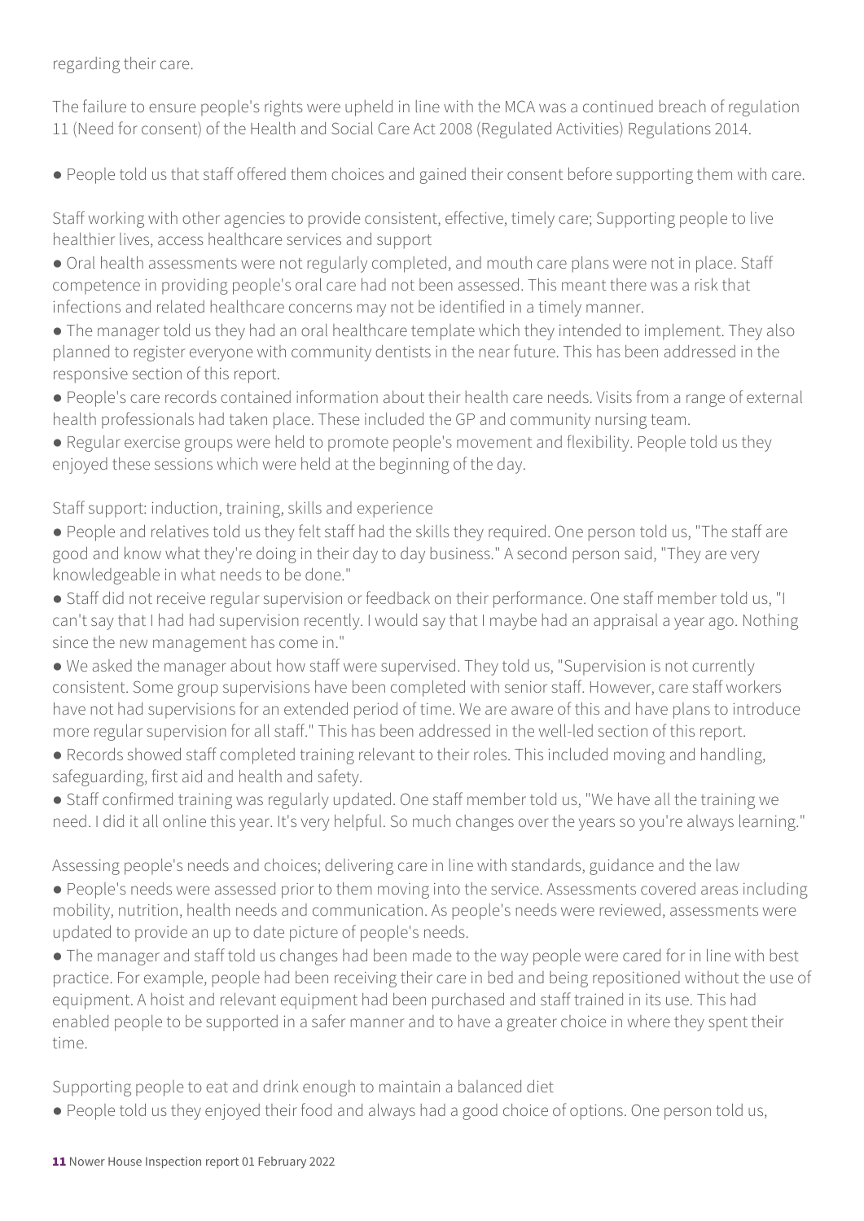regarding their care.

The failure to ensure people's rights were upheld in line with the MCA was a continued breach of regulation 11 (Need for consent) of the Health and Social Care Act 2008 (Regulated Activities) Regulations 2014.

- People told us that staff offered them choices and gained their consent before supporting them with care.

Staff working with other agencies to provide consistent, effective, timely care; Supporting people to live healthier lives, access healthcare services and support

- Oral health assessments were not regularly completed, and mouth care plans were not in place. Staff competence in providing people's oral care had not been assessed. This meant there was a risk that infections and related healthcare concerns may not be identified in a timely manner.
- The manager told us they had an oral healthcare template which they intended to implement. They also planned to register everyone with community dentists in the near future. This has been addressed in the responsive section of this report.
- People's care records contained information about their health care needs. Visits from a range of external health professionals had taken place. These included the GP and community nursing team.
- Regular exercise groups were held to promote people's movement and flexibility. People told us they enjoyed these sessions which were held at the beginning of the day.

Staff support: induction, training, skills and experience

- People and relatives told us they felt staff had the skills they required. One person told us, "The staff are good and know what they're doing in their day to day business." A second person said, "They are very knowledgeable in what needs to be done."
- Staff did not receive regular supervision or feedback on their performance. One staff member told us, "I can't say that I had had supervision recently. I would say that I maybe had an appraisal a year ago. Nothing since the new management has come in."
- We asked the manager about how staff were supervised. They told us, "Supervision is not currently consistent. Some group supervisions have been completed with senior staff. However, care staff workers have not had supervisions for an extended period of time. We are aware of this and have plans to introduce more regular supervision for all staff." This has been addressed in the well-led section of this report.
- Records showed staff completed training relevant to their roles. This included moving and handling, safeguarding, first aid and health and safety.
- Staff confirmed training was regularly updated. One staff member told us, "We have all the training we need. I did it all online this year. It's very helpful. So much changes over the years so you're always learning."

Assessing people's needs and choices; delivering care in line with standards, guidance and the law

- People's needs were assessed prior to them moving into the service. Assessments covered areas including mobility, nutrition, health needs and communication. As people's needs were reviewed, assessments were updated to provide an up to date picture of people's needs.
- The manager and staff told us changes had been made to the way people were cared for in line with best practice. For example, people had been receiving their care in bed and being repositioned without the use of equipment. A hoist and relevant equipment had been purchased and staff trained in its use. This had enabled people to be supported in a safer manner and to have a greater choice in where they spent their time.

Supporting people to eat and drink enough to maintain a balanced diet

- People told us they enjoyed their food and always had a good choice of options. One person told us,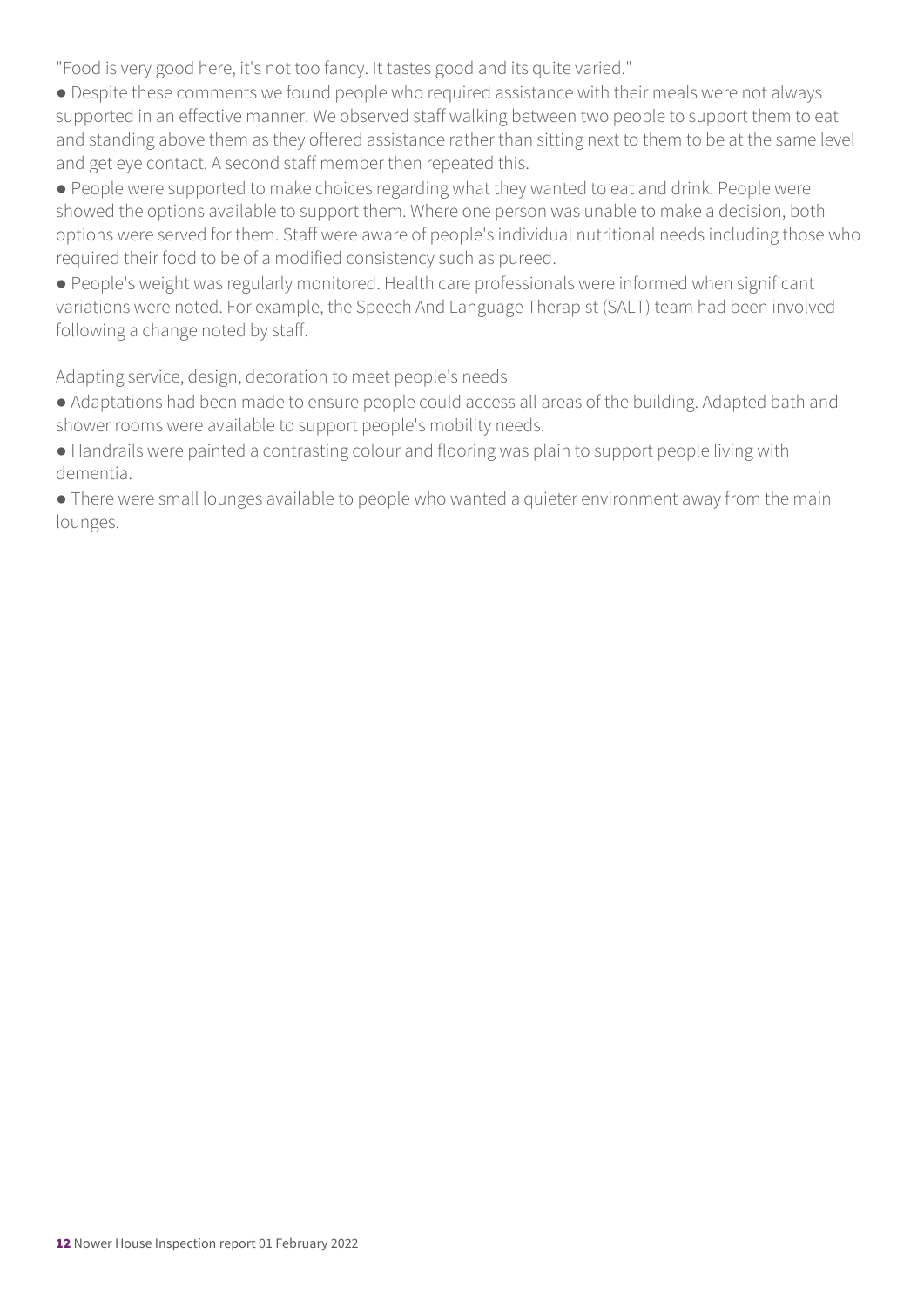"Food is very good here, it's not too fancy. It tastes good and its quite varied."

- Despite these comments we found people who required assistance with their meals were not always supported in an effective manner. We observed staff walking between two people to support them to eat and standing above them as they offered assistance rather than sitting next to them to be at the same level and get eye contact. A second staff member then repeated this.
- People were supported to make choices regarding what they wanted to eat and drink. People were showed the options available to support them. Where one person was unable to make a decision, both options were served for them. Staff were aware of people's individual nutritional needs including those who required their food to be of a modified consistency such as pureed.
- People's weight was regularly monitored. Health care professionals were informed when significant variations were noted. For example, the Speech And Language Therapist (SALT) team had been involved following a change noted by staff.

Adapting service, design, decoration to meet people's needs

- Adaptations had been made to ensure people could access all areas of the building. Adapted bath and shower rooms were available to support people's mobility needs.
- Handrails were painted a contrasting colour and flooring was plain to support people living with dementia.
- There were small lounges available to people who wanted a quieter environment away from the main lounges.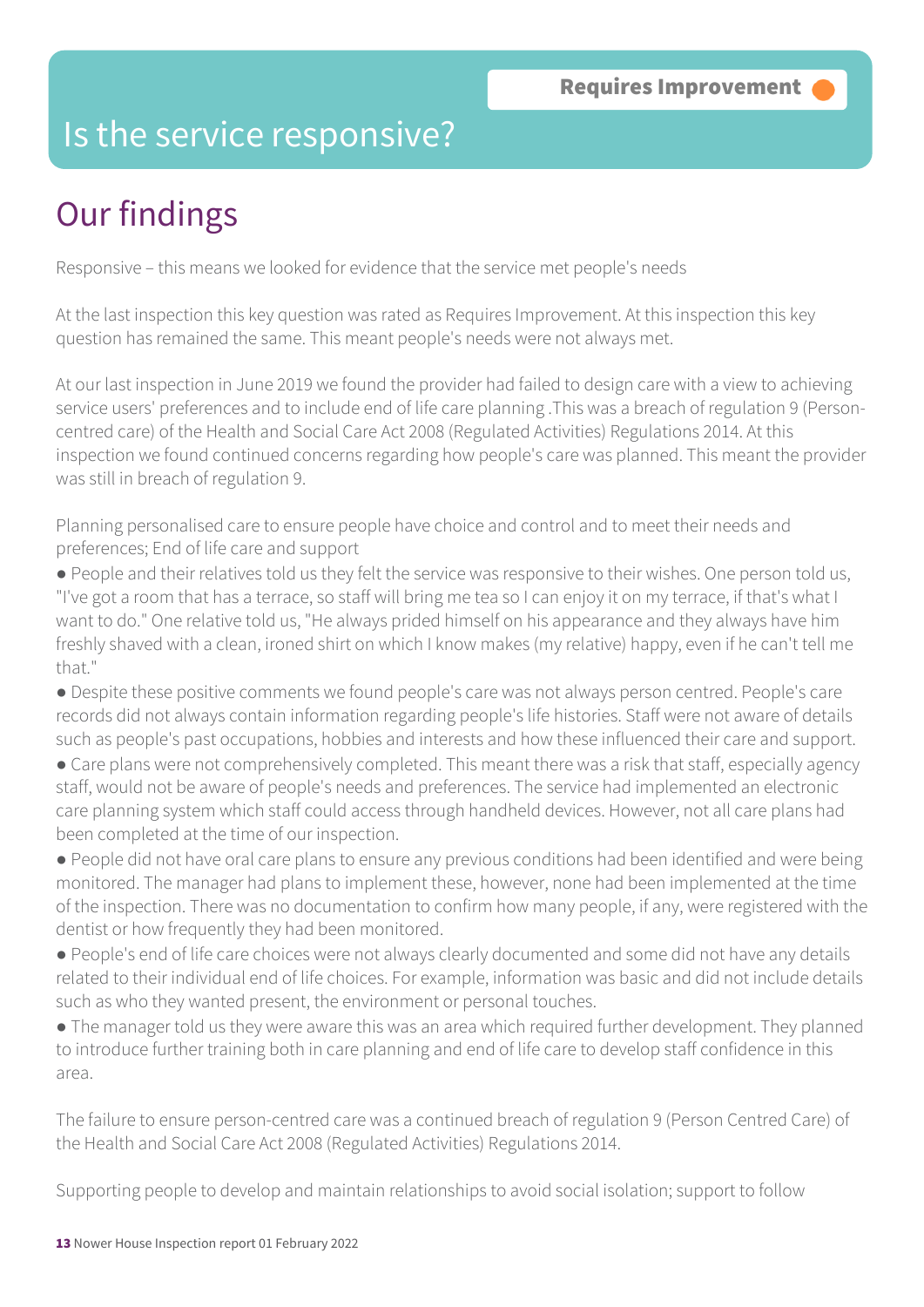**Requires Improvement**

# Is the service responsive?

## Our findings

Responsive – this means we looked for evidence that the service met people's needs

At the last inspection this key question was rated as Requires Improvement. At this inspection this key question has remained the same. This meant people's needs were not always met.

At our last inspection in June 2019 we found the provider had failed to design care with a view to achieving service users' preferences and to include end of life care planning .This was a breach of regulation 9 (Person-centred care) of the Health and Social Care Act 2008 (Regulated Activities) Regulations 2014. At this inspection we found continued concerns regarding how people's care was planned. This meant the provider was still in breach of regulation 9.

Planning personalised care to ensure people have choice and control and to meet their needs and preferences; End of life care and support

- People and their relatives told us they felt the service was responsive to their wishes. One person told us, "I've got a room that has a terrace, so staff will bring me tea so I can enjoy it on my terrace, if that's what I want to do." One relative told us, "He always prided himself on his appearance and they always have him freshly shaved with a clean, ironed shirt on which I know makes (my relative) happy, even if he can't tell me that."
- Despite these positive comments we found people's care was not always person centred. People's care records did not always contain information regarding people's life histories. Staff were not aware of details such as people's past occupations, hobbies and interests and how these influenced their care and support.
- Care plans were not comprehensively completed. This meant there was a risk that staff, especially agency staff, would not be aware of people's needs and preferences. The service had implemented an electronic care planning system which staff could access through handheld devices. However, not all care plans had been completed at the time of our inspection.
- People did not have oral care plans to ensure any previous conditions had been identified and were being monitored. The manager had plans to implement these, however, none had been implemented at the time of the inspection. There was no documentation to confirm how many people, if any, were registered with the dentist or how frequently they had been monitored.
- People's end of life care choices were not always clearly documented and some did not have any details related to their individual end of life choices. For example, information was basic and did not include details such as who they wanted present, the environment or personal touches.
- The manager told us they were aware this was an area which required further development. They planned to introduce further training both in care planning and end of life care to develop staff confidence in this area.

The failure to ensure person-centred care was a continued breach of regulation 9 (Person Centred Care) of the Health and Social Care Act 2008 (Regulated Activities) Regulations 2014.

Supporting people to develop and maintain relationships to avoid social isolation; support to follow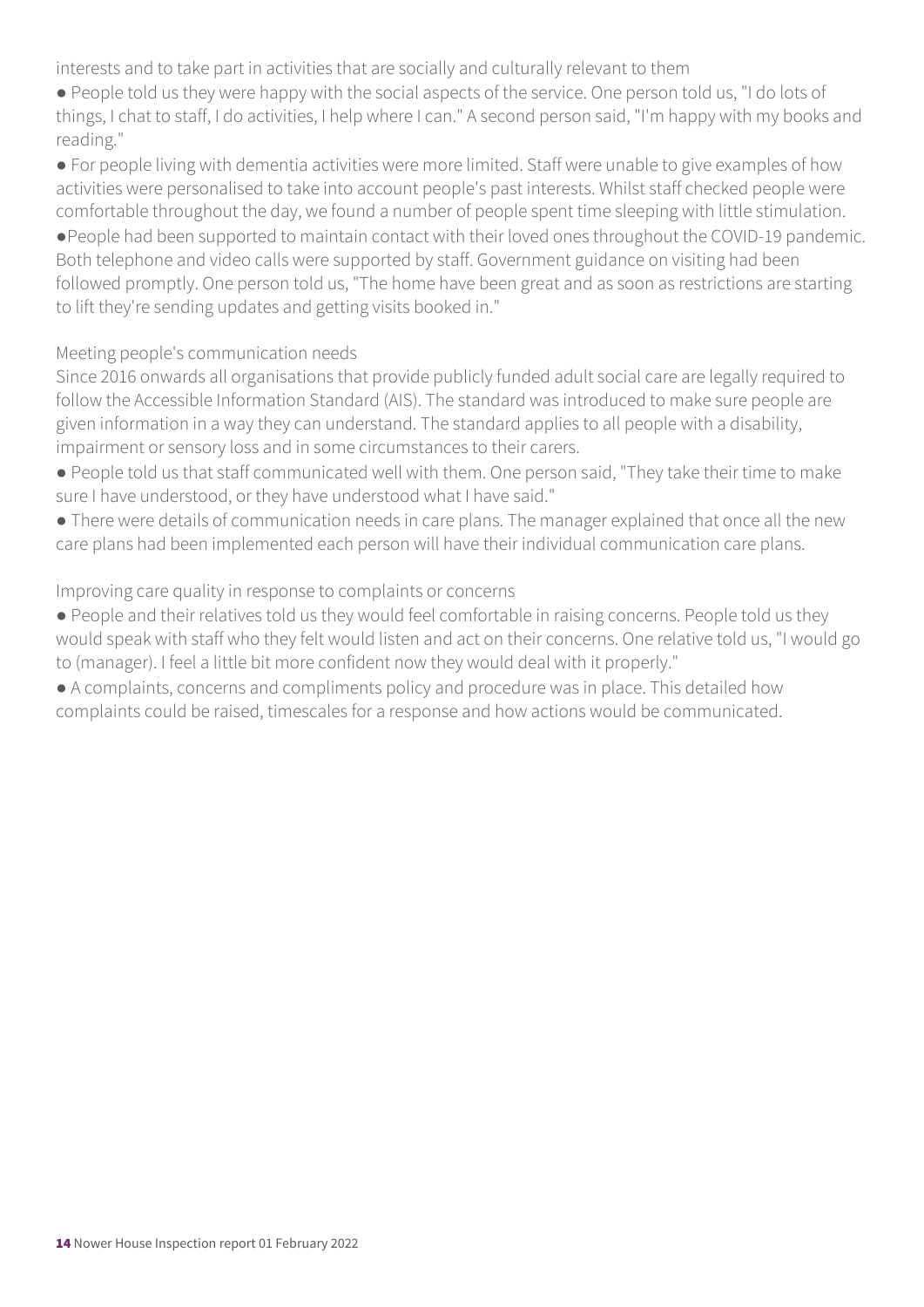interests and to take part in activities that are socially and culturally relevant to them

- People told us they were happy with the social aspects of the service. One person told us, "I do lots of things, I chat to staff, I do activities, I help where I can." A second person said, "I'm happy with my books and reading."
- For people living with dementia activities were more limited. Staff were unable to give examples of how activities were personalised to take into account people's past interests. Whilst staff checked people were comfortable throughout the day, we found a number of people spent time sleeping with little stimulation.
- People had been supported to maintain contact with their loved ones throughout the COVID-19 pandemic. Both telephone and video calls were supported by staff. Government guidance on visiting had been followed promptly. One person told us, "The home have been great and as soon as restrictions are starting to lift they're sending updates and getting visits booked in."

Meeting people's communication needs

Since 2016 onwards all organisations that provide publicly funded adult social care are legally required to follow the Accessible Information Standard (AIS). The standard was introduced to make sure people are given information in a way they can understand. The standard applies to all people with a disability, impairment or sensory loss and in some circumstances to their carers.

- People told us that staff communicated well with them. One person said, "They take their time to make sure I have understood, or they have understood what I have said."
- There were details of communication needs in care plans. The manager explained that once all the new care plans had been implemented each person will have their individual communication care plans.

Improving care quality in response to complaints or concerns

- People and their relatives told us they would feel comfortable in raising concerns. People told us they would speak with staff who they felt would listen and act on their concerns. One relative told us, "I would go to (manager). I feel a little bit more confident now they would deal with it properly."
- A complaints, concerns and compliments policy and procedure was in place. This detailed how complaints could be raised, timescales for a response and how actions would be communicated.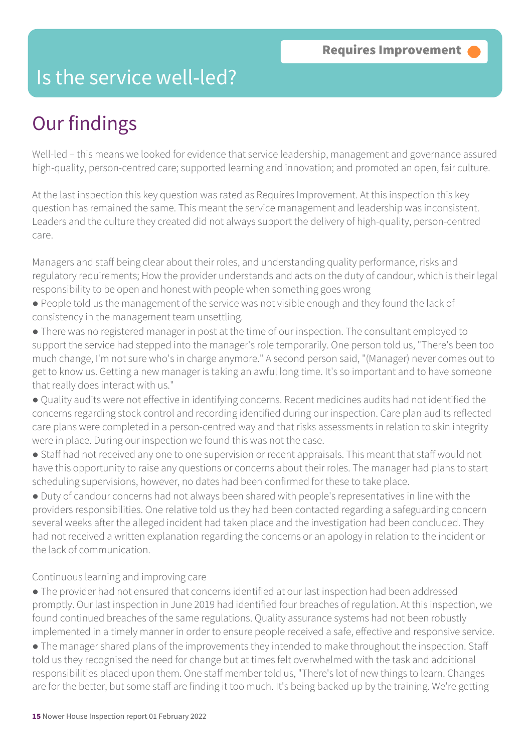Requires Improvement

# Is the service well-led?

## Our findings

Well-led – this means we looked for evidence that service leadership, management and governance assured high-quality, person-centred care; supported learning and innovation; and promoted an open, fair culture.

At the last inspection this key question was rated as Requires Improvement. At this inspection this key question has remained the same. This meant the service management and leadership was inconsistent. Leaders and the culture they created did not always support the delivery of high-quality, person-centred care.

Managers and staff being clear about their roles, and understanding quality performance, risks and regulatory requirements; How the provider understands and acts on the duty of candour, which is their legal responsibility to be open and honest with people when something goes wrong

- People told us the management of the service was not visible enough and they found the lack of consistency in the management team unsettling.
- There was no registered manager in post at the time of our inspection. The consultant employed to support the service had stepped into the manager's role temporarily. One person told us, "There's been too much change, I'm not sure who's in charge anymore." A second person said, "(Manager) never comes out to get to know us. Getting a new manager is taking an awful long time. It's so important and to have someone that really does interact with us."
- Quality audits were not effective in identifying concerns. Recent medicines audits had not identified the concerns regarding stock control and recording identified during our inspection. Care plan audits reflected care plans were completed in a person-centred way and that risks assessments in relation to skin integrity were in place. During our inspection we found this was not the case.
- Staff had not received any one to one supervision or recent appraisals. This meant that staff would not have this opportunity to raise any questions or concerns about their roles. The manager had plans to start scheduling supervisions, however, no dates had been confirmed for these to take place.
- Duty of candour concerns had not always been shared with people's representatives in line with the providers responsibilities. One relative told us they had been contacted regarding a safeguarding concern several weeks after the alleged incident had taken place and the investigation had been concluded. They had not received a written explanation regarding the concerns or an apology in relation to the incident or the lack of communication.

Continuous learning and improving care

- The provider had not ensured that concerns identified at our last inspection had been addressed promptly. Our last inspection in June 2019 had identified four breaches of regulation. At this inspection, we found continued breaches of the same regulations. Quality assurance systems had not been robustly implemented in a timely manner in order to ensure people received a safe, effective and responsive service.
- The manager shared plans of the improvements they intended to make throughout the inspection. Staff told us they recognised the need for change but at times felt overwhelmed with the task and additional responsibilities placed upon them. One staff member told us, "There's lot of new things to learn. Changes are for the better, but some staff are finding it too much. It's being backed up by the training. We're getting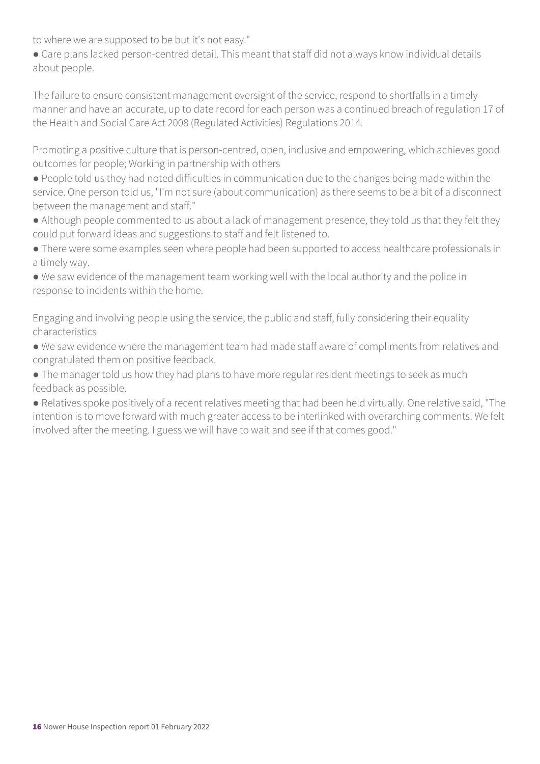to where we are supposed to be but it's not easy."

- Care plans lacked person-centred detail. This meant that staff did not always know individual details about people.

The failure to ensure consistent management oversight of the service, respond to shortfalls in a timely manner and have an accurate, up to date record for each person was a continued breach of regulation 17 of the Health and Social Care Act 2008 (Regulated Activities) Regulations 2014.

Promoting a positive culture that is person-centred, open, inclusive and empowering, which achieves good outcomes for people; Working in partnership with others

- People told us they had noted difficulties in communication due to the changes being made within the service. One person told us, "I'm not sure (about communication) as there seems to be a bit of a disconnect between the management and staff."
- Although people commented to us about a lack of management presence, they told us that they felt they could put forward ideas and suggestions to staff and felt listened to.
- There were some examples seen where people had been supported to access healthcare professionals in a timely way.
- We saw evidence of the management team working well with the local authority and the police in response to incidents within the home.

Engaging and involving people using the service, the public and staff, fully considering their equality characteristics

- We saw evidence where the management team had made staff aware of compliments from relatives and congratulated them on positive feedback.
- The manager told us how they had plans to have more regular resident meetings to seek as much feedback as possible.
- Relatives spoke positively of a recent relatives meeting that had been held virtually. One relative said, "The intention is to move forward with much greater access to be interlinked with overarching comments. We felt involved after the meeting. I guess we will have to wait and see if that comes good."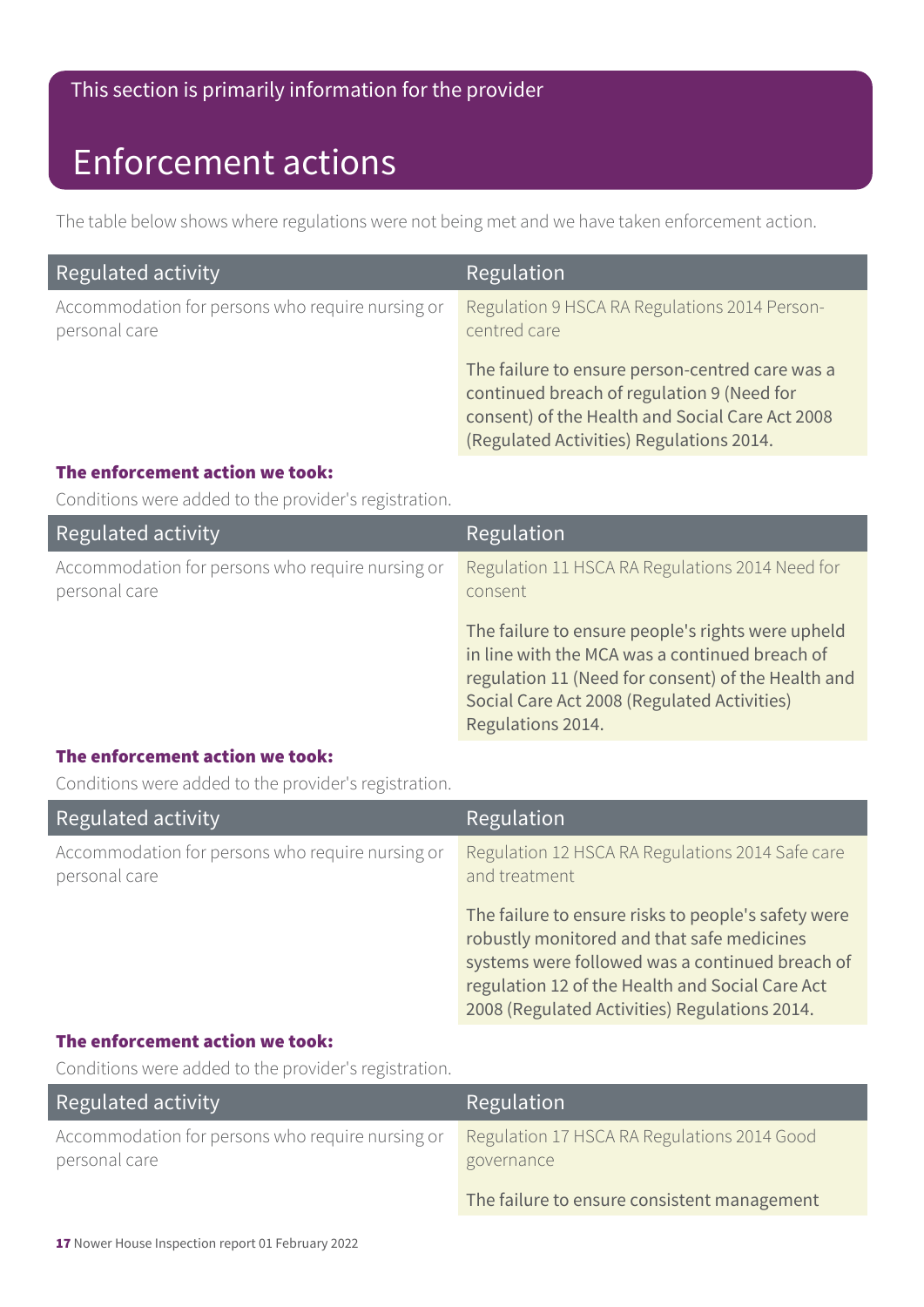This section is primarily information for the provider

# Enforcement actions

The table below shows where regulations were not being met and we have taken enforcement action.

| Regulated activity | Regulation |
| --- | --- |
| Accommodation for persons who require nursing or personal care | Regulation 9 HSCA RA Regulations 2014 Person-centred care<br><br>The failure to ensure person-centred care was a continued breach of regulation 9 (Need for consent) of the Health and Social Care Act 2008 (Regulated Activities) Regulations 2014. |

**The enforcement action we took:**

Conditions were added to the provider's registration.

| Regulated activity | Regulation |
| --- | --- |
| Accommodation for persons who require nursing or personal care | Regulation 11 HSCA RA Regulations 2014 Need for consent<br><br>The failure to ensure people's rights were upheld in line with the MCA was a continued breach of regulation 11 (Need for consent) of the Health and Social Care Act 2008 (Regulated Activities) Regulations 2014. |

**The enforcement action we took:**

Conditions were added to the provider's registration.

| Regulated activity | Regulation |
| --- | --- |
| Accommodation for persons who require nursing or personal care | Regulation 12 HSCA RA Regulations 2014 Safe care and treatment<br><br>The failure to ensure risks to people's safety were robustly monitored and that safe medicines systems were followed was a continued breach of regulation 12 of the Health and Social Care Act 2008 (Regulated Activities) Regulations 2014. |

**The enforcement action we took:**

Conditions were added to the provider's registration.

| Regulated activity | Regulation |
| --- | --- |
| Accommodation for persons who require nursing or personal care | Regulation 17 HSCA RA Regulations 2014 Good governance<br><br>The failure to ensure consistent management |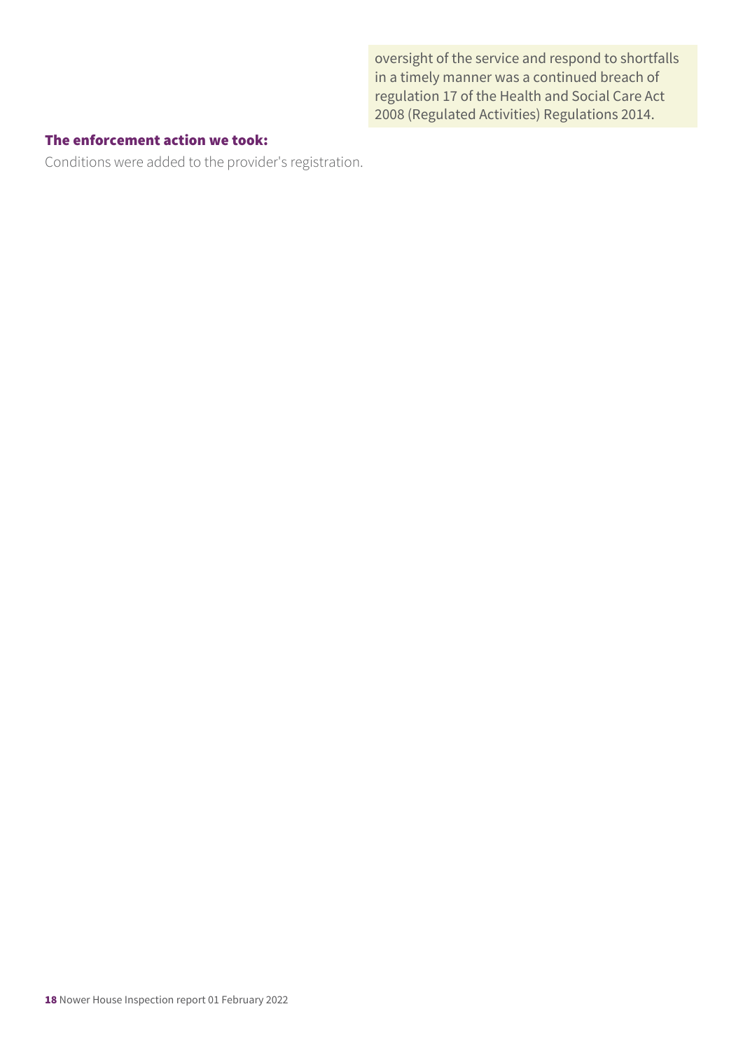oversight of the service and respond to shortfalls in a timely manner was a continued breach of regulation 17 of the Health and Social Care Act 2008 (Regulated Activities) Regulations 2014.

**The enforcement action we took:**

Conditions were added to the provider's registration.